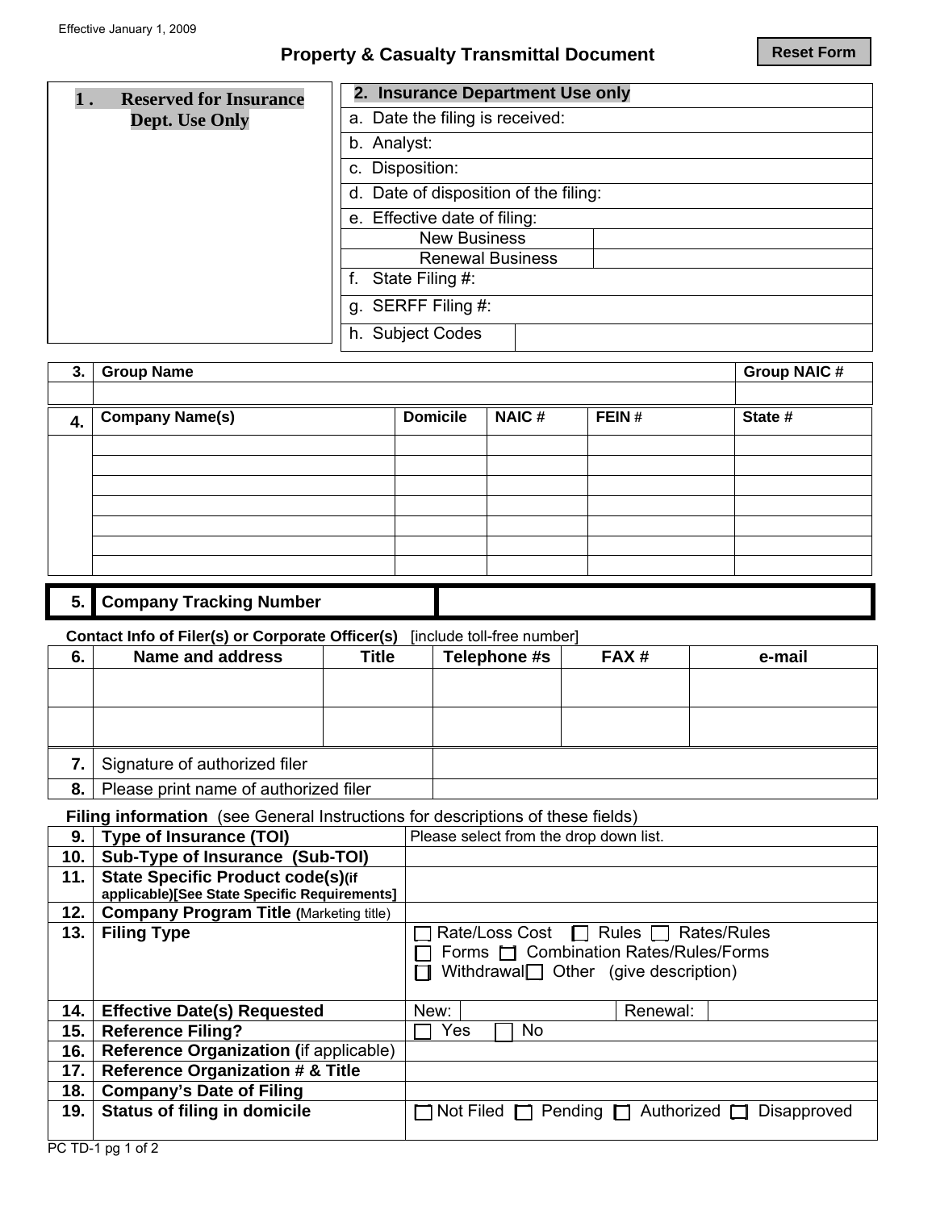Effective January 1, 2009

# Property & Casualty Transmittal Document

Reset Form

| 1. Reserved for Insurance Dept. Use Only |
|---|
| |

| 2. Insurance Department Use only | |
|---|---|
| a. Date the filing is received: | |
| b. Analyst: | |
| c. Disposition: | |
| d. Date of disposition of the filing: | |
| e. Effective date of filing: | |
| New Business | |
| Renewal Business | |
| f. State Filing #: | |
| g. SERFF Filing #: | |
| h. Subject Codes | |

| 3. | Group Name | Group NAIC # |
|---|---|---|
| | | |

| 4. | Company Name(s) | Domicile | NAIC # | FEIN # | State # |
|---|---|---|---|---|---|
| | | | | | |
| | | | | | |
| | | | | | |
| | | | | | |
| | | | | | |
| | | | | | |
| | | | | | |

| 5. | Company Tracking Number | |
|---|---|---|

**Contact Info of Filer(s) or Corporate Officer(s)** [include toll-free number]

| 6. | Name and address | Title | Telephone #s | FAX # | e-mail |
|---|---|---|---|---|---|
| | | | | | |
| | | | | | |

| | | |
|---|---|---|
| 7. | Signature of authorized filer | |
| 8. | Please print name of authorized filer | |

**Filing information** (see General Instructions for descriptions of these fields)

| | | |
|---|---|---|
| 9. | **Type of Insurance (TOI)** | Please select from the drop down list. |
| 10. | **Sub-Type of Insurance (Sub-TOI)** | |
| 11. | **State Specific Product code(s)(if applicable)[See State Specific Requirements]** | |
| 12. | **Company Program Title (**Marketing title) | |
| 13. | **Filing Type** | ☐ Rate/Loss Cost ☐ Rules ☐ Rates/Rules ☐ Forms ☐ Combination Rates/Rules/Forms ☐ Withdrawal ☐ Other (give description) |
| 14. | **Effective Date(s) Requested** | New: Renewal: |
| 15. | **Reference Filing?** | ☐ Yes ☐ No |
| 16. | **Reference Organization (**if applicable) | |
| 17. | **Reference Organization # & Title** | |
| 18. | **Company's Date of Filing** | |
| 19. | **Status of filing in domicile** | ☐ Not Filed ☐ Pending ☐ Authorized ☐ Disapproved |

PC TD-1 pg 1 of 2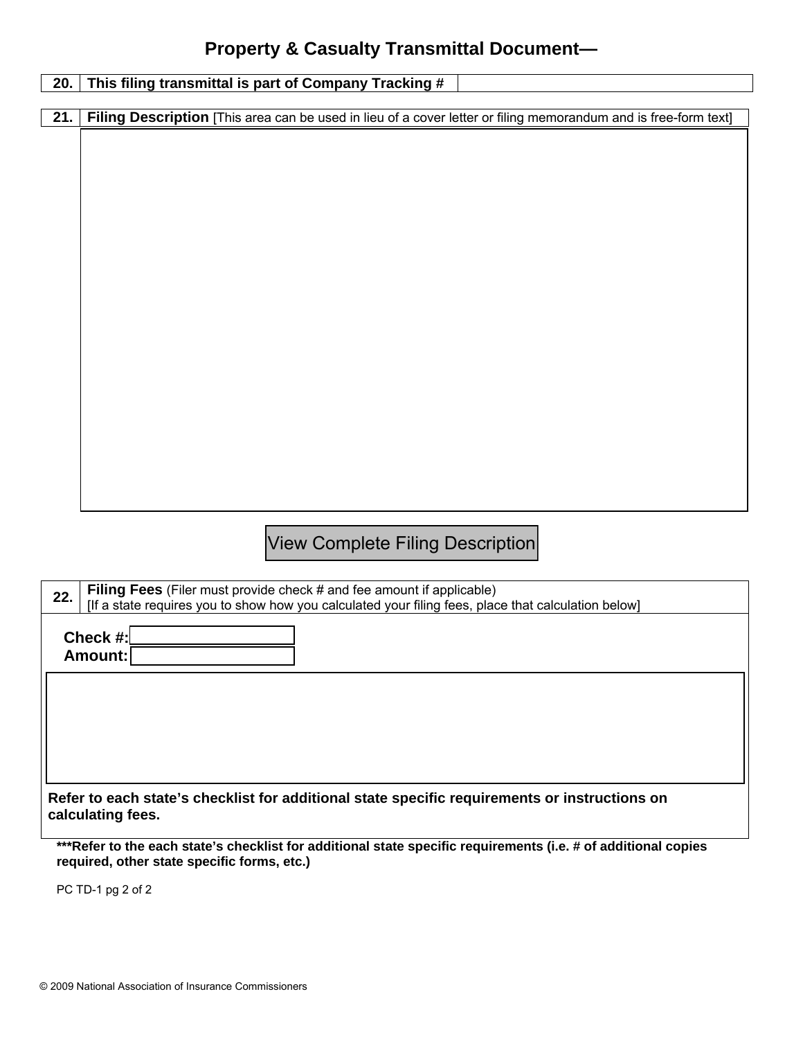# Property & Casualty Transmittal Document—

| 20. | This filing transmittal is part of Company Tracking # | |
|---|---|---|

| 21. | **Filing Description** [This area can be used in lieu of a cover letter or filing memorandum and is free-form text] |
|---|---|
| | |

View Complete Filing Description

| 22. | **Filing Fees** (Filer must provide check # and fee amount if applicable) [If a state requires you to show how you calculated your filing fees, place that calculation below] |
|---|---|

**Check #:**

**Amount:**

**Refer to each state's checklist for additional state specific requirements or instructions on calculating fees.**

**\*\*\*Refer to the each state's checklist for additional state specific requirements (i.e. # of additional copies required, other state specific forms, etc.)**

PC TD-1 pg 2 of 2

© 2009 National Association of Insurance Commissioners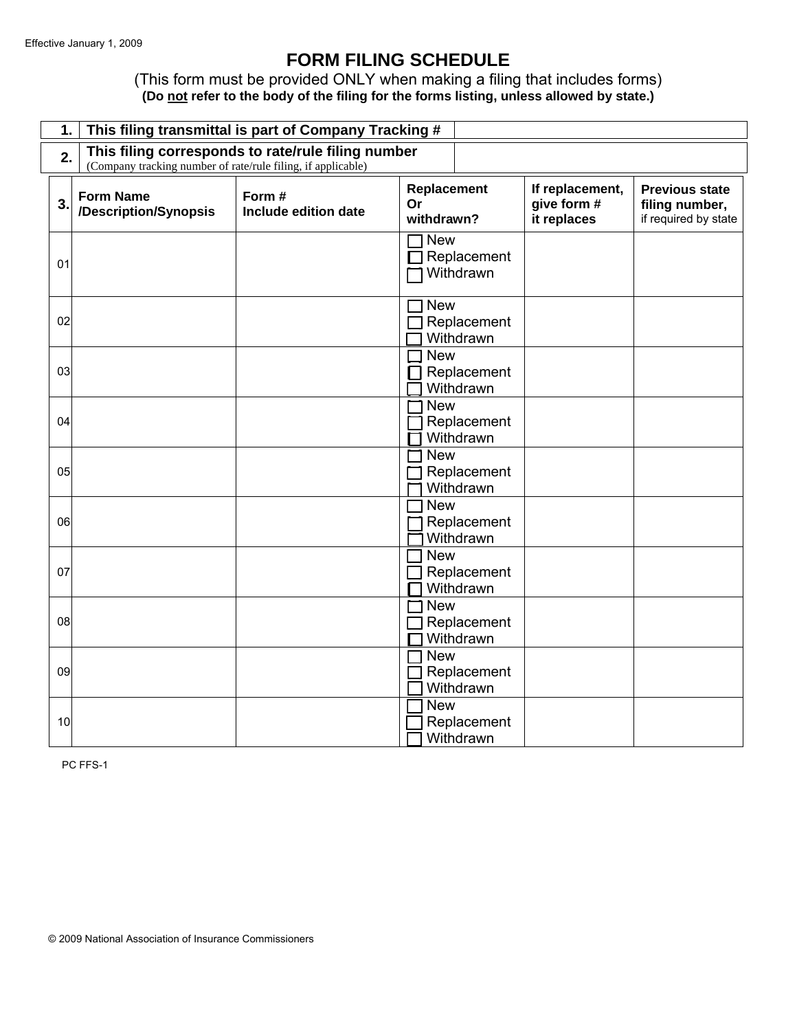Effective January 1, 2009

# FORM FILING SCHEDULE

(This form must be provided ONLY when making a filing that includes forms)
**(Do not refer to the body of the filing for the forms listing, unless allowed by state.)**

| 1. | This filing transmittal is part of Company Tracking # | |
|---|---|---|
| **2.** | **This filing corresponds to rate/rule filing number** (Company tracking number of rate/rule filing, if applicable) | |

| 3. | Form Name /Description/Synopsis | Form # Include edition date | Replacement Or withdrawn? | If replacement, give form # it replaces | Previous state filing number, if required by state |
|---|---|---|---|---|---|
| 01 | | | ☐ New ☐ Replacement ☐ Withdrawn | | |
| 02 | | | ☐ New ☐ Replacement ☐ Withdrawn | | |
| 03 | | | ☐ New ☐ Replacement ☐ Withdrawn | | |
| 04 | | | ☐ New ☐ Replacement ☐ Withdrawn | | |
| 05 | | | ☐ New ☐ Replacement ☐ Withdrawn | | |
| 06 | | | ☐ New ☐ Replacement ☐ Withdrawn | | |
| 07 | | | ☐ New ☐ Replacement ☐ Withdrawn | | |
| 08 | | | ☐ New ☐ Replacement ☐ Withdrawn | | |
| 09 | | | ☐ New ☐ Replacement ☐ Withdrawn | | |
| 10 | | | ☐ New ☐ Replacement ☐ Withdrawn | | |

PC FFS-1

© 2009 National Association of Insurance Commissioners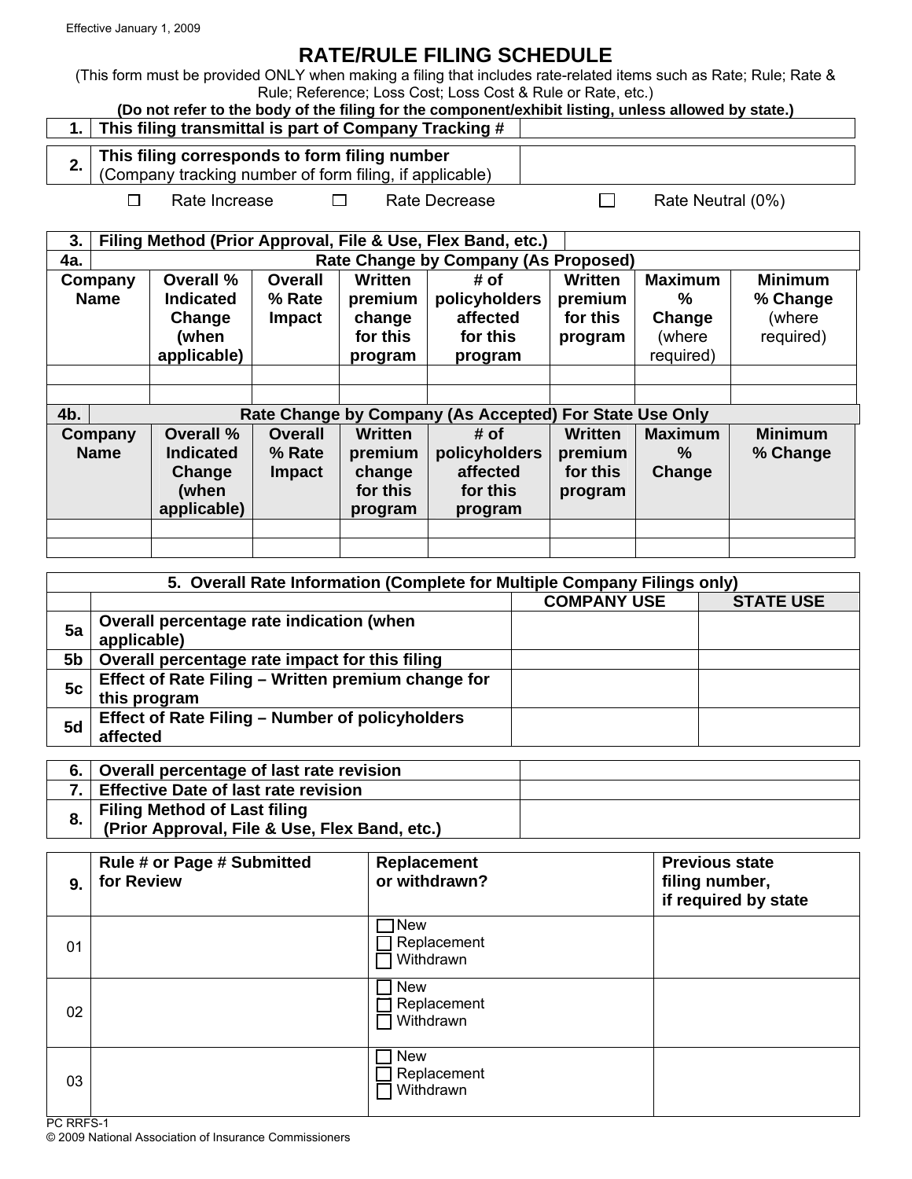Effective January 1, 2009

# RATE/RULE FILING SCHEDULE

(This form must be provided ONLY when making a filing that includes rate-related items such as Rate; Rule; Rate & Rule; Reference; Loss Cost; Loss Cost & Rule or Rate, etc.)

**(Do not refer to the body of the filing for the component/exhibit listing, unless allowed by state.)**

| | | |
|---|---|---|
| **1.** | **This filing transmittal is part of Company Tracking #** | |
| **2.** | **This filing corresponds to form filing number** (Company tracking number of form filing, if applicable) | |

☐ Rate Increase ☐ Rate Decrease ☐ Rate Neutral (0%)

| | | |
|---|---|---|
| **3.** | **Filing Method (Prior Approval, File & Use, Flex Band, etc.)** | |

**4a. Rate Change by Company (As Proposed)**

| Company Name | Overall % Indicated Change (when applicable) | Overall % Rate Impact | Written premium change for this program | # of policyholders affected for this program | Written premium for this program | Maximum % Change (where required) | Minimum % Change (where required) |
|---|---|---|---|---|---|---|---|
| | | | | | | | |
| | | | | | | | |

**4b. Rate Change by Company (As Accepted) For State Use Only**

| Company Name | Overall % Indicated Change (when applicable) | Overall % Rate Impact | Written premium change for this program | # of policyholders affected for this program | Written premium for this program | Maximum % Change | Minimum % Change |
|---|---|---|---|---|---|---|---|
| | | | | | | | |
| | | | | | | | |

**5. Overall Rate Information (Complete for Multiple Company Filings only)**

| | | COMPANY USE | STATE USE |
|---|---|---|---|
| **5a** | **Overall percentage rate indication (when applicable)** | | |
| **5b** | **Overall percentage rate impact for this filing** | | |
| **5c** | **Effect of Rate Filing – Written premium change for this program** | | |
| **5d** | **Effect of Rate Filing – Number of policyholders affected** | | |

| | | |
|---|---|---|
| **6.** | **Overall percentage of last rate revision** | |
| **7.** | **Effective Date of last rate revision** | |
| **8.** | **Filing Method of Last filing (Prior Approval, File & Use, Flex Band, etc.)** | |

| **9.** | **Rule # or Page # Submitted for Review** | **Replacement or withdrawn?** | **Previous state filing number, if required by state** |
|---|---|---|---|
| 01 | | ☐ New ☐ Replacement ☐ Withdrawn | |
| 02 | | ☐ New ☐ Replacement ☐ Withdrawn | |
| 03 | | ☐ New ☐ Replacement ☐ Withdrawn | |

PC RRFS-1
© 2009 National Association of Insurance Commissioners